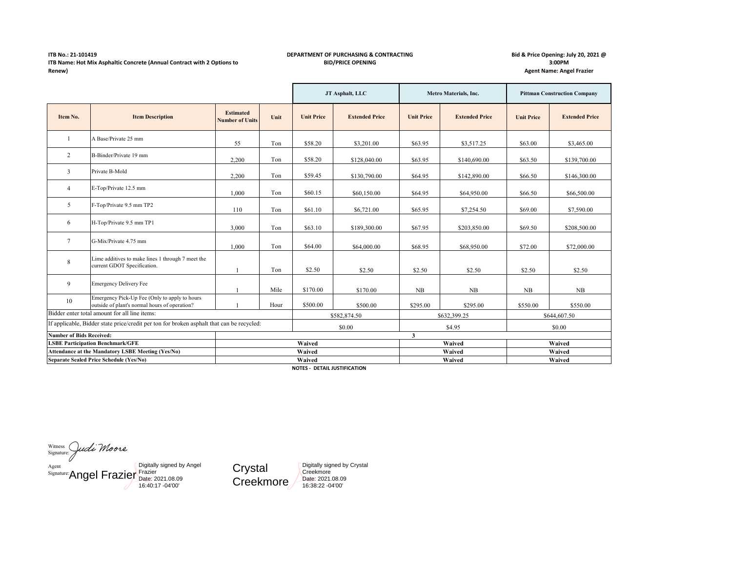**ITB No.: 21-101419**
**ITB Name: Hot Mix Asphaltic Concrete (Annual Contract with 2 Options to Renew)**

**DEPARTMENT OF PURCHASING & CONTRACTING**
**BID/PRICE OPENING**

**Bid & Price Opening: July 20, 2021 @ 3:00PM**
**Agent Name: Angel Frazier**

| Item No. | Item Description | Estimated Number of Units | Unit | JT Asphalt, LLC | | Metro Materials, Inc. | | Pittman Construction Company | |
|---|---|---|---|---|---|---|---|---|---|
| | | | | Unit Price | Extended Price | Unit Price | Extended Price | Unit Price | Extended Price |
| 1 | A Base/Private 25 mm | 55 | Ton | $58.20 | $3,201.00 | $63.95 | $3,517.25 | $63.00 | $3,465.00 |
| 2 | B-Binder/Private 19 mm | 2,200 | Ton | $58.20 | $128,040.00 | $63.95 | $140,690.00 | $63.50 | $139,700.00 |
| 3 | Private B-Mold | 2,200 | Ton | $59.45 | $130,790.00 | $64.95 | $142,890.00 | $66.50 | $146,300.00 |
| 4 | E-Top/Private 12.5 mm | 1,000 | Ton | $60.15 | $60,150.00 | $64.95 | $64,950.00 | $66.50 | $66,500.00 |
| 5 | F-Top/Private 9.5 mm TP2 | 110 | Ton | $61.10 | $6,721.00 | $65.95 | $7,254.50 | $69.00 | $7,590.00 |
| 6 | H-Top/Private 9.5 mm TP1 | 3,000 | Ton | $63.10 | $189,300.00 | $67.95 | $203,850.00 | $69.50 | $208,500.00 |
| 7 | G-Mix/Private 4.75 mm | 1,000 | Ton | $64.00 | $64,000.00 | $68.95 | $68,950.00 | $72.00 | $72,000.00 |
| 8 | Lime additives to make lines 1 through 7 meet the current GDOT Specification. | 1 | Ton | $2.50 | $2.50 | $2.50 | $2.50 | $2.50 | $2.50 |
| 9 | Emergency Delivery Fee | 1 | Mile | $170.00 | $170.00 | NB | NB | NB | NB |
| 10 | Emergency Pick-Up Fee (Only to apply to hours outside of plant's normal hours of operation? | 1 | Hour | $500.00 | $500.00 | $295.00 | $295.00 | $550.00 | $550.00 |
| Bidder enter total amount for all line items: | | | | $582,874.50 | | $632,399.25 | | $644,607.50 | |
| If applicable, Bidder state price/credit per ton for broken asphalt that can be recycled: | | | | $0.00 | | $4.95 | | $0.00 | |
| **Number of Bids Received:** | | | | | | **3** | | | |
| **LSBE Participation Benchmark/GFE** | | | | **Waived** | | **Waived** | | **Waived** | |
| **Attendance at the Mandatory LSBE Meeting (Yes/No)** | | | | **Waived** | | **Waived** | | **Waived** | |
| **Separate Sealed Price Schedule (Yes/No)** | | | | **Waived** | | **Waived** | | **Waived** | |

**NOTES - DETAIL JUSTIFICATION**

Witness Signature: Judi Moore

Agent Signature: Angel Frazier — Digitally signed by Angel Frazier Date: 2021.08.09 16:40:17 -04'00'

Crystal Creekmore — Digitally signed by Crystal Creekmore Date: 2021.08.09 16:38:22 -04'00'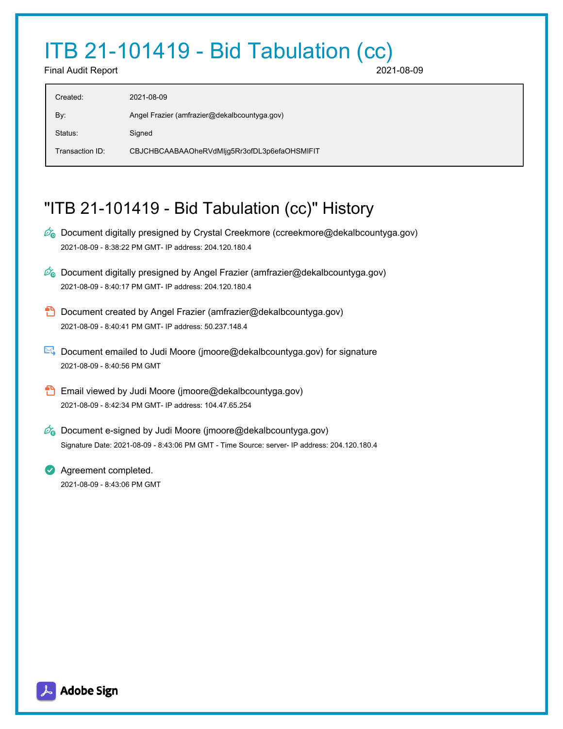# ITB 21-101419 - Bid Tabulation (cc)

Final Audit Report 2021-08-09

| | |
|---|---|
| Created: | 2021-08-09 |
| By: | Angel Frazier (amfrazier@dekalbcountyga.gov) |
| Status: | Signed |
| Transaction ID: | CBJCHBCAABAAOheRVdMIjg5Rr3ofDL3p6efaOHSMIFIT |

## "ITB 21-101419 - Bid Tabulation (cc)" History

- Document digitally presigned by Crystal Creekmore (ccreekmore@dekalbcountyga.gov)
  2021-08-09 - 8:38:22 PM GMT- IP address: 204.120.180.4

- Document digitally presigned by Angel Frazier (amfrazier@dekalbcountyga.gov)
  2021-08-09 - 8:40:17 PM GMT- IP address: 204.120.180.4

- Document created by Angel Frazier (amfrazier@dekalbcountyga.gov)
  2021-08-09 - 8:40:41 PM GMT- IP address: 50.237.148.4

- Document emailed to Judi Moore (jmoore@dekalbcountyga.gov) for signature
  2021-08-09 - 8:40:56 PM GMT

- Email viewed by Judi Moore (jmoore@dekalbcountyga.gov)
  2021-08-09 - 8:42:34 PM GMT- IP address: 104.47.65.254

- Document e-signed by Judi Moore (jmoore@dekalbcountyga.gov)
  Signature Date: 2021-08-09 - 8:43:06 PM GMT - Time Source: server- IP address: 204.120.180.4

- Agreement completed.
  2021-08-09 - 8:43:06 PM GMT

Adobe Sign